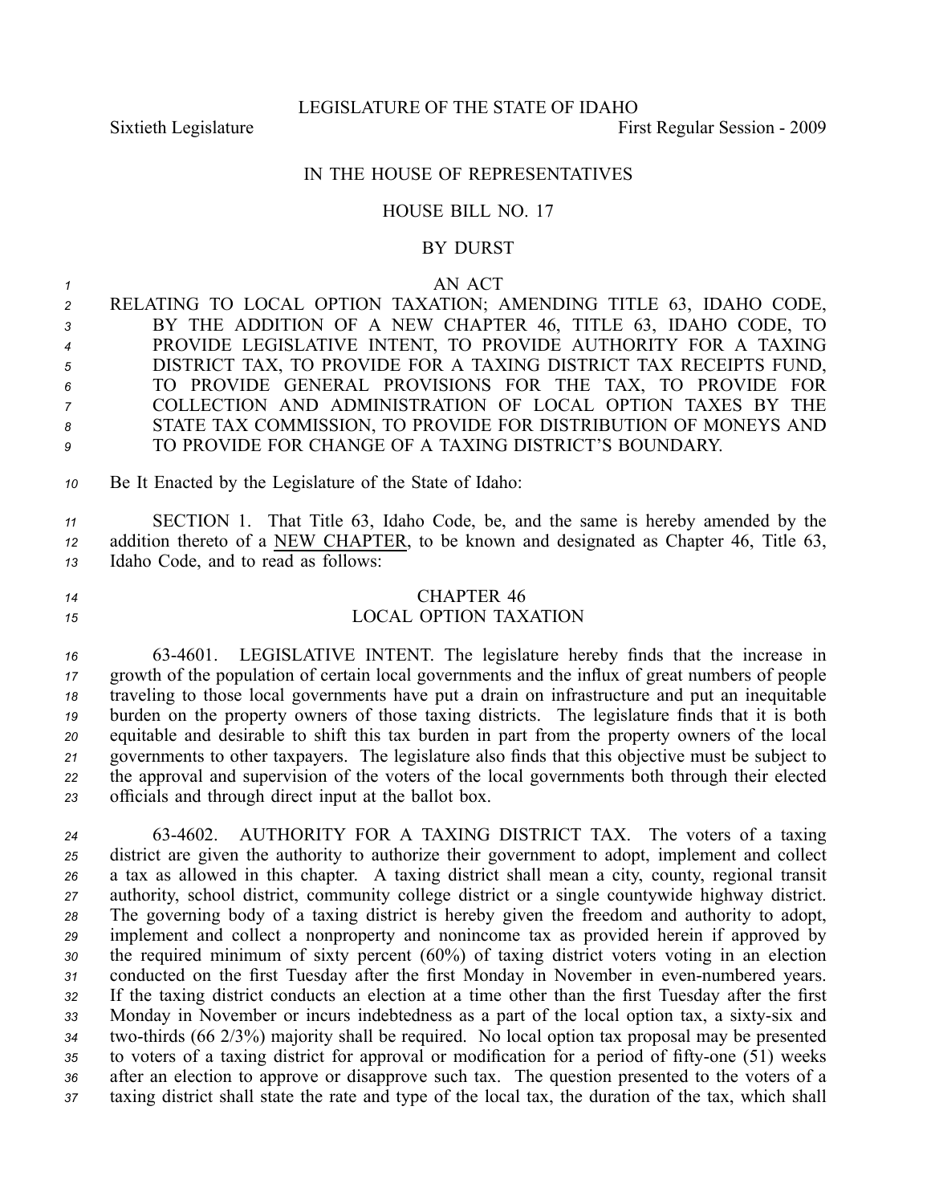LEGISLATURE OF THE STATE OF IDAHO

Sixtieth Legislature First Regular Session - 2009

IN THE HOUSE OF REPRESENTATIVES

HOUSE BILL NO. 17

BY DURST

AN ACT

RELATING TO LOCAL OPTION TAXATION; AMENDING TITLE 63, IDAHO CODE, BY THE ADDITION OF A NEW CHAPTER 46, TITLE 63, IDAHO CODE, TO PROVIDE LEGISLATIVE INTENT, TO PROVIDE AUTHORITY FOR A TAXING DISTRICT TAX, TO PROVIDE FOR A TAXING DISTRICT TAX RECEIPTS FUND, TO PROVIDE GENERAL PROVISIONS FOR THE TAX, TO PROVIDE FOR COLLECTION AND ADMINISTRATION OF LOCAL OPTION TAXES BY THE STATE TAX COMMISSION, TO PROVIDE FOR DISTRIBUTION OF MONEYS AND TO PROVIDE FOR CHANGE OF A TAXING DISTRICT'S BOUNDARY.

Be It Enacted by the Legislature of the State of Idaho:

SECTION 1. That Title 63, Idaho Code, be, and the same is hereby amended by the addition thereto of a NEW CHAPTER, to be known and designated as Chapter 46, Title 63, Idaho Code, and to read as follows:

CHAPTER 46
LOCAL OPTION TAXATION

63-4601. LEGISLATIVE INTENT. The legislature hereby finds that the increase in growth of the population of certain local governments and the influx of great numbers of people traveling to those local governments have put a drain on infrastructure and put an inequitable burden on the property owners of those taxing districts. The legislature finds that it is both equitable and desirable to shift this tax burden in part from the property owners of the local governments to other taxpayers. The legislature also finds that this objective must be subject to the approval and supervision of the voters of the local governments both through their elected officials and through direct input at the ballot box.

63-4602. AUTHORITY FOR A TAXING DISTRICT TAX. The voters of a taxing district are given the authority to authorize their government to adopt, implement and collect a tax as allowed in this chapter. A taxing district shall mean a city, county, regional transit authority, school district, community college district or a single countywide highway district. The governing body of a taxing district is hereby given the freedom and authority to adopt, implement and collect a nonproperty and nonincome tax as provided herein if approved by the required minimum of sixty percent (60%) of taxing district voters voting in an election conducted on the first Tuesday after the first Monday in November in even-numbered years. If the taxing district conducts an election at a time other than the first Tuesday after the first Monday in November or incurs indebtedness as a part of the local option tax, a sixty-six and two-thirds (66 2/3%) majority shall be required. No local option tax proposal may be presented to voters of a taxing district for approval or modification for a period of fifty-one (51) weeks after an election to approve or disapprove such tax. The question presented to the voters of a taxing district shall state the rate and type of the local tax, the duration of the tax, which shall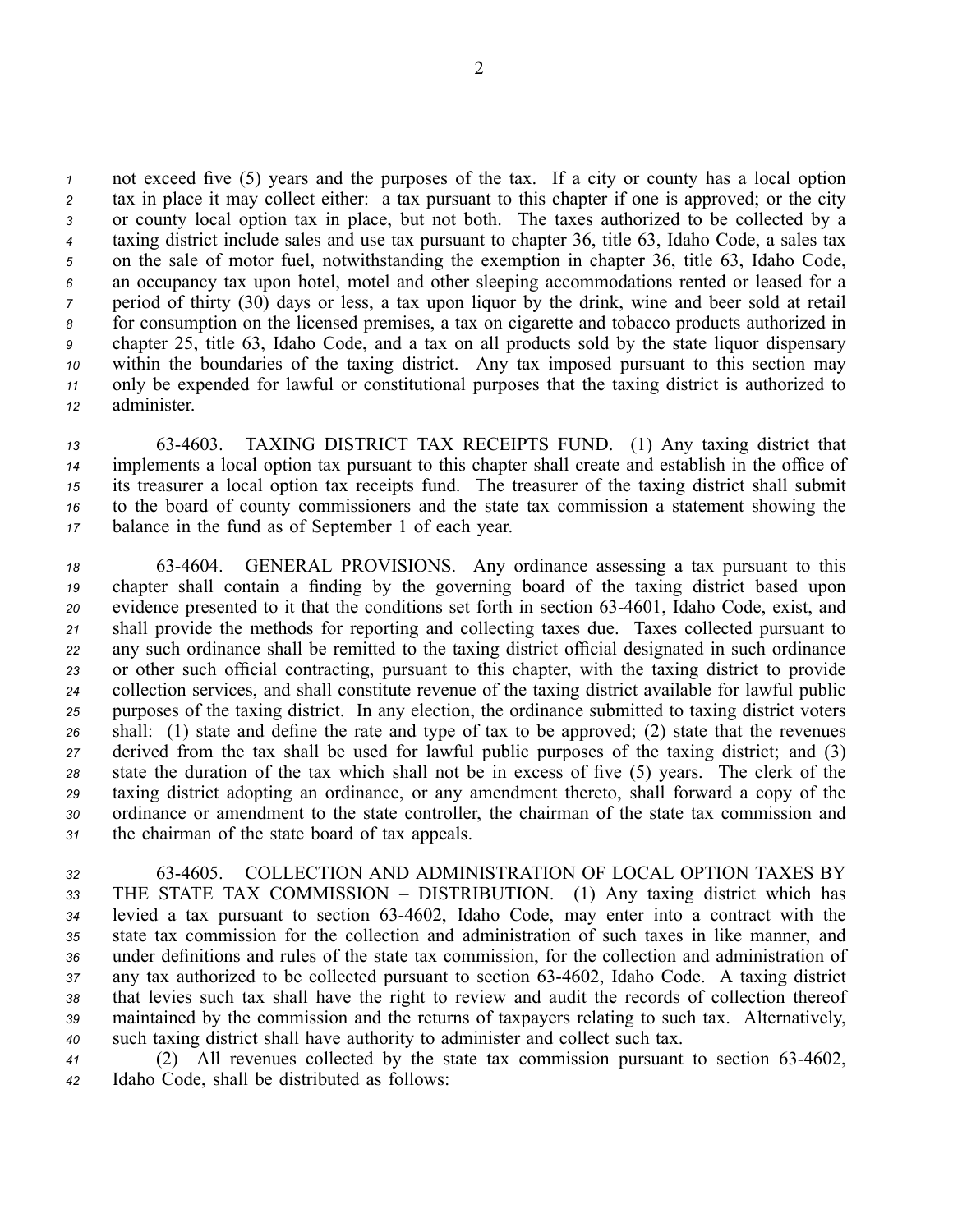not exceed five (5) years and the purposes of the tax. If a city or county has a local option tax in place it may collect either: a tax pursuant to this chapter if one is approved; or the city or county local option tax in place, but not both. The taxes authorized to be collected by a taxing district include sales and use tax pursuant to chapter 36, title 63, Idaho Code, a sales tax on the sale of motor fuel, notwithstanding the exemption in chapter 36, title 63, Idaho Code, an occupancy tax upon hotel, motel and other sleeping accommodations rented or leased for a period of thirty (30) days or less, a tax upon liquor by the drink, wine and beer sold at retail for consumption on the licensed premises, a tax on cigarette and tobacco products authorized in chapter 25, title 63, Idaho Code, and a tax on all products sold by the state liquor dispensary within the boundaries of the taxing district. Any tax imposed pursuant to this section may only be expended for lawful or constitutional purposes that the taxing district is authorized to administer.

63-4603. TAXING DISTRICT TAX RECEIPTS FUND. (1) Any taxing district that implements a local option tax pursuant to this chapter shall create and establish in the office of its treasurer a local option tax receipts fund. The treasurer of the taxing district shall submit to the board of county commissioners and the state tax commission a statement showing the balance in the fund as of September 1 of each year.

63-4604. GENERAL PROVISIONS. Any ordinance assessing a tax pursuant to this chapter shall contain a finding by the governing board of the taxing district based upon evidence presented to it that the conditions set forth in section 63-4601, Idaho Code, exist, and shall provide the methods for reporting and collecting taxes due. Taxes collected pursuant to any such ordinance shall be remitted to the taxing district official designated in such ordinance or other such official contracting, pursuant to this chapter, with the taxing district to provide collection services, and shall constitute revenue of the taxing district available for lawful public purposes of the taxing district. In any election, the ordinance submitted to taxing district voters shall: (1) state and define the rate and type of tax to be approved; (2) state that the revenues derived from the tax shall be used for lawful public purposes of the taxing district; and (3) state the duration of the tax which shall not be in excess of five (5) years. The clerk of the taxing district adopting an ordinance, or any amendment thereto, shall forward a copy of the ordinance or amendment to the state controller, the chairman of the state tax commission and the chairman of the state board of tax appeals.

63-4605. COLLECTION AND ADMINISTRATION OF LOCAL OPTION TAXES BY THE STATE TAX COMMISSION – DISTRIBUTION. (1) Any taxing district which has levied a tax pursuant to section 63-4602, Idaho Code, may enter into a contract with the state tax commission for the collection and administration of such taxes in like manner, and under definitions and rules of the state tax commission, for the collection and administration of any tax authorized to be collected pursuant to section 63-4602, Idaho Code. A taxing district that levies such tax shall have the right to review and audit the records of collection thereof maintained by the commission and the returns of taxpayers relating to such tax. Alternatively, such taxing district shall have authority to administer and collect such tax.

(2) All revenues collected by the state tax commission pursuant to section 63-4602, Idaho Code, shall be distributed as follows: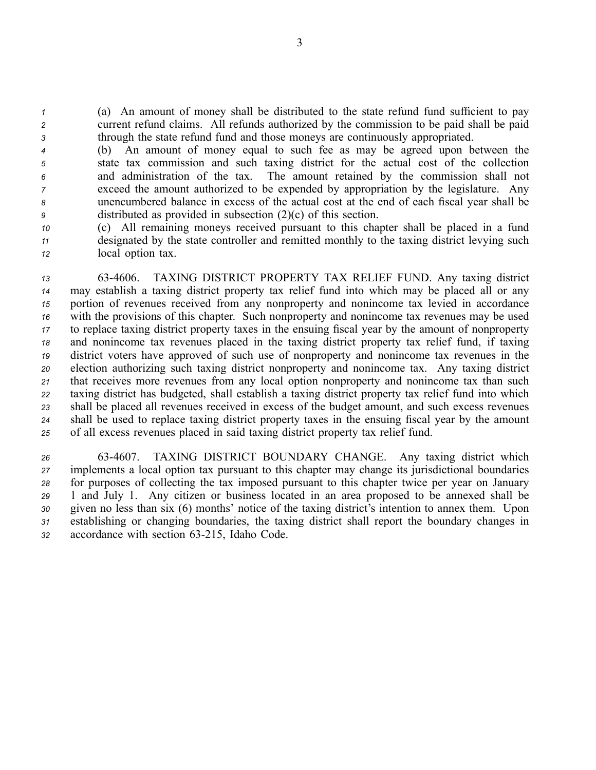(a) An amount of money shall be distributed to the state refund fund sufficient to pay current refund claims. All refunds authorized by the commission to be paid shall be paid through the state refund fund and those moneys are continuously appropriated.

(b) An amount of money equal to such fee as may be agreed upon between the state tax commission and such taxing district for the actual cost of the collection and administration of the tax. The amount retained by the commission shall not exceed the amount authorized to be expended by appropriation by the legislature. Any unencumbered balance in excess of the actual cost at the end of each fiscal year shall be distributed as provided in subsection (2)(c) of this section.

(c) All remaining moneys received pursuant to this chapter shall be placed in a fund designated by the state controller and remitted monthly to the taxing district levying such local option tax.

63-4606. TAXING DISTRICT PROPERTY TAX RELIEF FUND. Any taxing district may establish a taxing district property tax relief fund into which may be placed all or any portion of revenues received from any nonproperty and nonincome tax levied in accordance with the provisions of this chapter. Such nonproperty and nonincome tax revenues may be used to replace taxing district property taxes in the ensuing fiscal year by the amount of nonproperty and nonincome tax revenues placed in the taxing district property tax relief fund, if taxing district voters have approved of such use of nonproperty and nonincome tax revenues in the election authorizing such taxing district nonproperty and nonincome tax. Any taxing district that receives more revenues from any local option nonproperty and nonincome tax than such taxing district has budgeted, shall establish a taxing district property tax relief fund into which shall be placed all revenues received in excess of the budget amount, and such excess revenues shall be used to replace taxing district property taxes in the ensuing fiscal year by the amount of all excess revenues placed in said taxing district property tax relief fund.

63-4607. TAXING DISTRICT BOUNDARY CHANGE. Any taxing district which implements a local option tax pursuant to this chapter may change its jurisdictional boundaries for purposes of collecting the tax imposed pursuant to this chapter twice per year on January 1 and July 1. Any citizen or business located in an area proposed to be annexed shall be given no less than six (6) months' notice of the taxing district's intention to annex them. Upon establishing or changing boundaries, the taxing district shall report the boundary changes in accordance with section 63-215, Idaho Code.